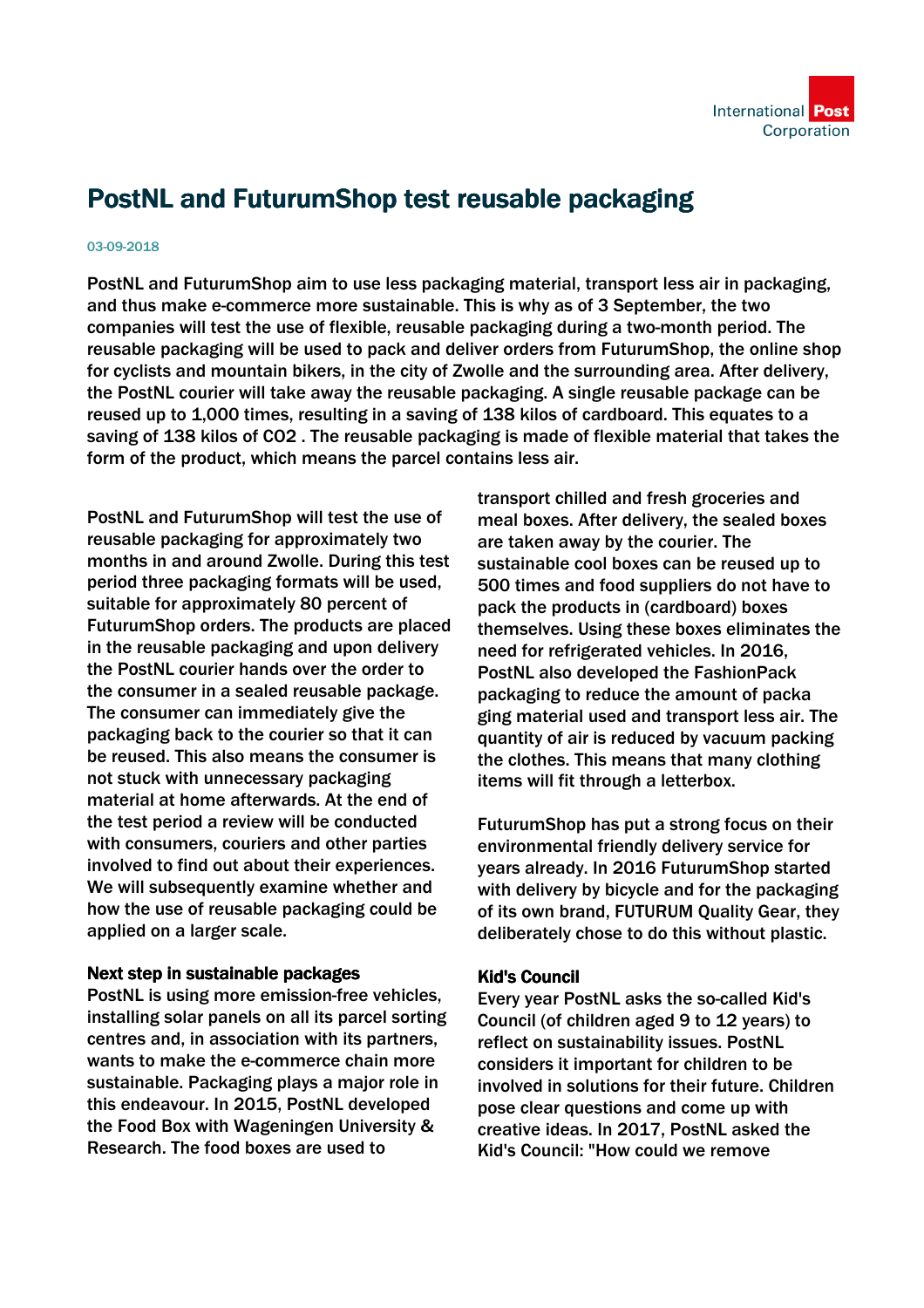# PostNL and FuturumShop test reusable packaging

03-09-2018

PostNL and FuturumShop aim to use less packaging material, transport less air in packaging, and thus make e-commerce more sustainable. This is why as of 3 September, the two companies will test the use of flexible, reusable packaging during a two-month period. The reusable packaging will be used to pack and deliver orders from FuturumShop, the online shop for cyclists and mountain bikers, in the city of Zwolle and the surrounding area. After delivery, the PostNL courier will take away the reusable packaging. A single reusable package can be reused up to 1,000 times, resulting in a saving of 138 kilos of cardboard. This equates to a saving of 138 kilos of CO2 . The reusable packaging is made of flexible material that takes the form of the product, which means the parcel contains less air.

PostNL and FuturumShop will test the use of reusable packaging for approximately two months in and around Zwolle. During this test period three packaging formats will be used, suitable for approximately 80 percent of FuturumShop orders. The products are placed in the reusable packaging and upon delivery the PostNL courier hands over the order to the consumer in a sealed package. The consumer can immediately give the packaging back to the courier so that it can be reused. This also means the consumer is not stuck with unnecessary packaging material at home afterwards. At the end of the test period a review will be conducted with consumers, couriers and other parties involved to find out about their experiences. We will subsequently examine whether and how the use of reusable packaging could be applied on a larger scale.

**Next step in sustainable packages**

PostNL is using more emission-free vehicles, installing solar panels on all its parcel sorting centres and, in association with its partners, wants to make the e-commerce chain more sustainable. Packaging plays a major role in this endeavour. In 2015, PostNL developed the Food Box with Wageningen University & Research. The food boxes are used to transport chilled and fresh groceries and meal boxes. After delivery, the sealed boxes are taken away by the courier. The sustainable cool boxes can be reused up to 500 times and food suppliers do not have to pack the products in (cardboard) boxes themselves. Using these boxes eliminates the need for refrigerated vehicles. In 2016, PostNL also developed the FashionPack packaging to reduce the amount of packa ging material used and transport less air. The quantity of air is reduced by vacuum packing the clothes. This means that many clothing items will fit through a letterbox.

FuturumShop has put a strong focus on their environmental friendly delivery service for years already. In 2016 FuturumShop started with delivery by bicycle and for the packaging of its own brand, FUTURUM Quality Gear, they deliberately chose to do this without plastic.

**Kid's Council**

Every year PostNL asks the so-called Kid's Council (of children aged 9 to 12 years) to reflect on sustainability issues. PostNL considers it important for children to be involved in solutions for their future. Children pose clear questions and come up with creative ideas. In 2017, PostNL asked the Kid's Council: "How could we remove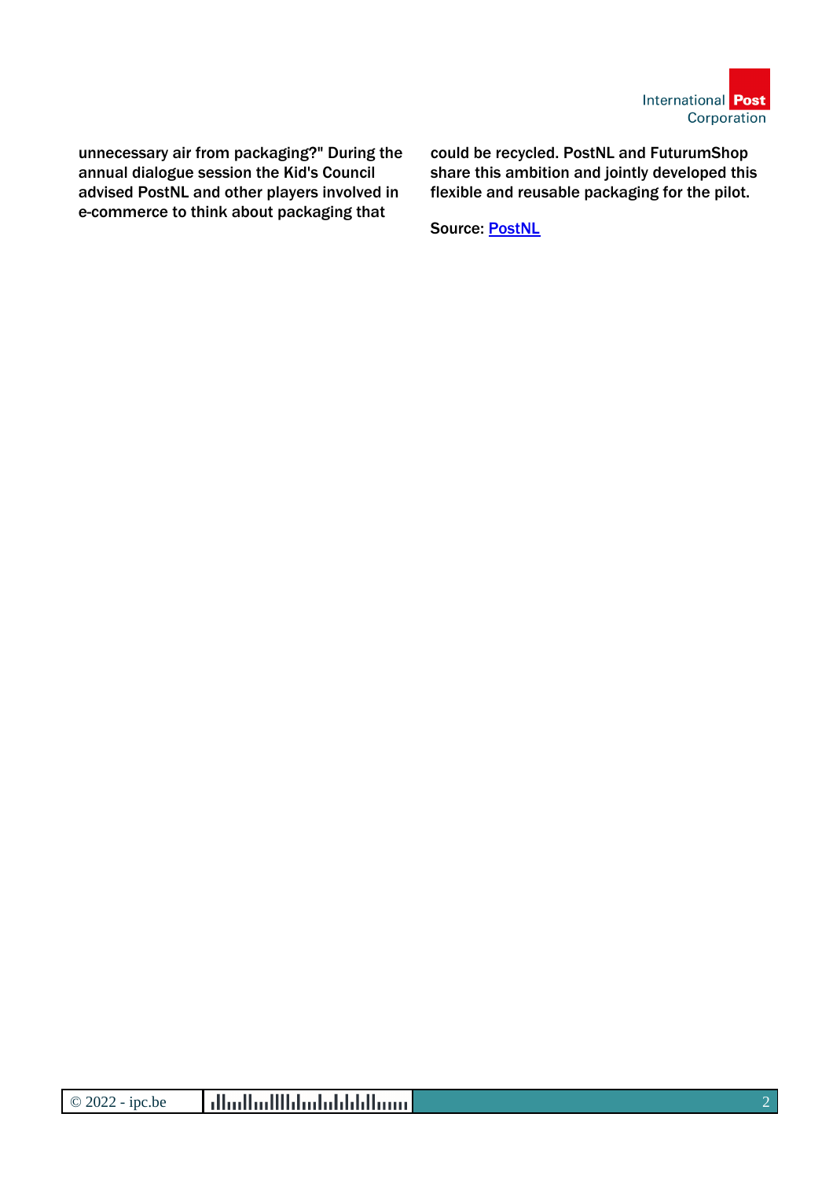unnecessary air from packaging?" During the annual dialogue session the Kid's Council advised PostNL and other players involved in e-commerce to think about packaging that could be recycled. PostNL and FuturumShop share this ambition and jointly developed this flexible and reusable packaging for the pilot.

Source: [PostNL]